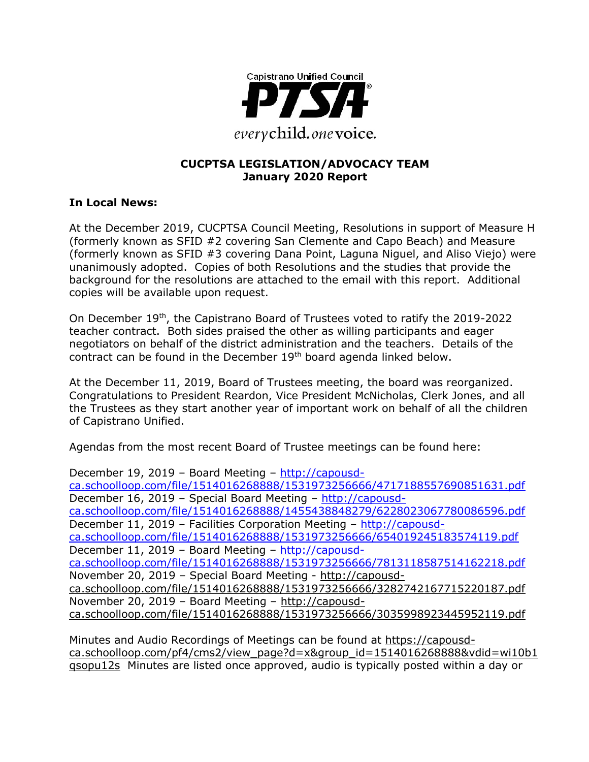Capistrano Unified Council

PTSA®

*every* child. *one* voice.

## CUCPTSA LEGISLATION/ADVOCACY TEAM
## January 2020 Report

### In Local News:

At the December 2019, CUCPTSA Council Meeting, Resolutions in support of Measure H (formerly known as SFID #2 covering San Clemente and Capo Beach) and Measure (formerly known as SFID #3 covering Dana Point, Laguna Niguel, and Aliso Viejo) were unanimously adopted. Copies of both Resolutions and the studies that provide the background for the resolutions are attached to the email with this report. Additional copies will be available upon request.

On December 19th, the Capistrano Board of Trustees voted to ratify the 2019-2022 teacher contract. Both sides praised the other as willing participants and eager negotiators on behalf of the district administration and the teachers. Details of the contract can be found in the December 19th board agenda linked below.

At the December 11, 2019, Board of Trustees meeting, the board was reorganized. Congratulations to President Reardon, Vice President McNicholas, Clerk Jones, and all the Trustees as they start another year of important work on behalf of all the children of Capistrano Unified.

Agendas from the most recent Board of Trustee meetings can be found here:

December 19, 2019 – Board Meeting – http://capousd-ca.schoolloop.com/file/1514016268888/1531973256666/4717188557690851631.pdf
December 16, 2019 – Special Board Meeting – http://capousd-ca.schoolloop.com/file/1514016268888/1455438848279/6228023067780086596.pdf
December 11, 2019 – Facilities Corporation Meeting – http://capousd-ca.schoolloop.com/file/1514016268888/1531973256666/654019245183574119.pdf
December 11, 2019 – Board Meeting – http://capousd-ca.schoolloop.com/file/1514016268888/1531973256666/7813118587514162218.pdf
November 20, 2019 – Special Board Meeting - http://capousd-ca.schoolloop.com/file/1514016268888/1531973256666/3282742167715220187.pdf
November 20, 2019 – Board Meeting – http://capousd-ca.schoolloop.com/file/1514016268888/1531973256666/3035998923445952119.pdf

Minutes and Audio Recordings of Meetings can be found at https://capousd-ca.schoolloop.com/pf4/cms2/view_page?d=x&group_id=1514016268888&vdid=wi10b1qsopu12s Minutes are listed once approved, audio is typically posted within a day or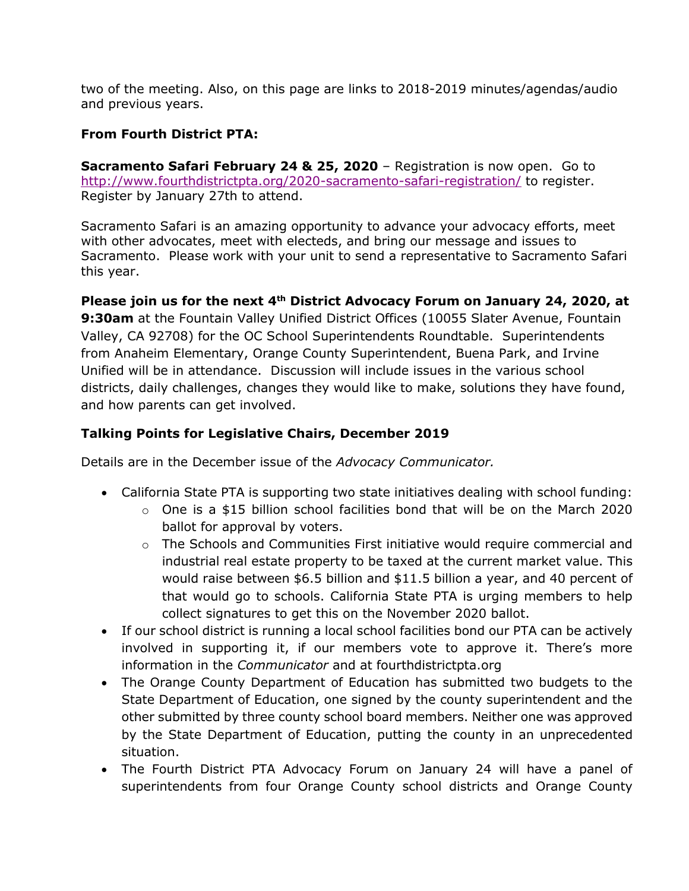two of the meeting. Also, on this page are links to 2018-2019 minutes/agendas/audio and previous years.

**From Fourth District PTA:**

**Sacramento Safari February 24 & 25, 2020** – Registration is now open. Go to http://www.fourthdistrictpta.org/2020-sacramento-safari-registration/ to register. Register by January 27th to attend.

Sacramento Safari is an amazing opportunity to advance your advocacy efforts, meet with other advocates, meet with electeds, and bring our message and issues to Sacramento. Please work with your unit to send a representative to Sacramento Safari this year.

**Please join us for the next 4th District Advocacy Forum on January 24, 2020, at 9:30am** at the Fountain Valley Unified District Offices (10055 Slater Avenue, Fountain Valley, CA 92708) for the OC School Superintendents Roundtable. Superintendents from Anaheim Elementary, Orange County Superintendent, Buena Park, and Irvine Unified will be in attendance. Discussion will include issues in the various school districts, daily challenges, changes they would like to make, solutions they have found, and how parents can get involved.

**Talking Points for Legislative Chairs, December 2019**

Details are in the December issue of the *Advocacy Communicator.*

- California State PTA is supporting two state initiatives dealing with school funding:
  - One is a $15 billion school facilities bond that will be on the March 2020 ballot for approval by voters.
  - The Schools and Communities First initiative would require commercial and industrial real estate property to be taxed at the current market value. This would raise between $6.5 billion and $11.5 billion a year, and 40 percent of that would go to schools. California State PTA is urging members to help collect signatures to get this on the November 2020 ballot.
- If our school district is running a local school facilities bond our PTA can be actively involved in supporting it, if our members vote to approve it. There's more information in the *Communicator* and at fourthdistrictpta.org
- The Orange County Department of Education has submitted two budgets to the State Department of Education, one signed by the county superintendent and the other submitted by three county school board members. Neither one was approved by the State Department of Education, putting the county in an unprecedented situation.
- The Fourth District PTA Advocacy Forum on January 24 will have a panel of superintendents from four Orange County school districts and Orange County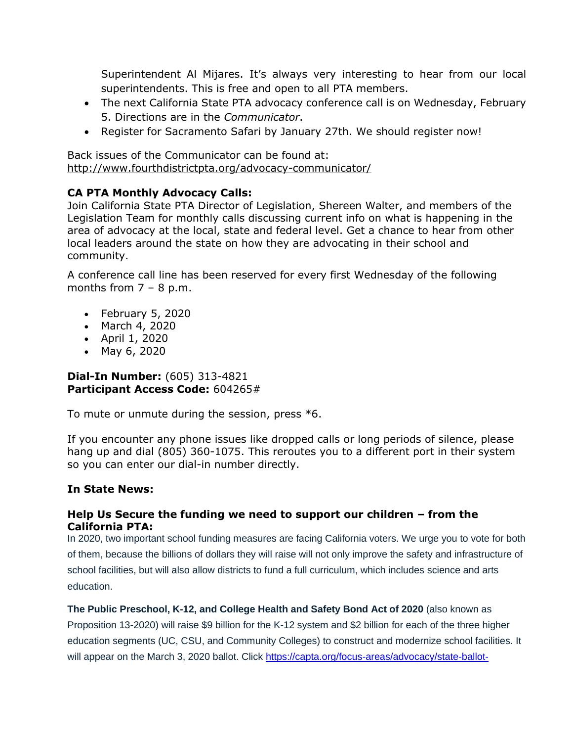Superintendent Al Mijares. It's always very interesting to hear from our local superintendents. This is free and open to all PTA members.

- The next California State PTA advocacy conference call is on Wednesday, February 5. Directions are in the *Communicator*.
- Register for Sacramento Safari by January 27th. We should register now!

Back issues of the Communicator can be found at:
http://www.fourthdistrictpta.org/advocacy-communicator/

**CA PTA Monthly Advocacy Calls:**
Join California State PTA Director of Legislation, Shereen Walter, and members of the Legislation Team for monthly calls discussing current info on what is happening in the area of advocacy at the local, state and federal level. Get a chance to hear from other local leaders around the state on how they are advocating in their school and community.

A conference call line has been reserved for every first Wednesday of the following months from 7 – 8 p.m.

- February 5, 2020
- March 4, 2020
- April 1, 2020
- May 6, 2020

**Dial-In Number:** (605) 313-4821
**Participant Access Code:** 604265#

To mute or unmute during the session, press *6.

If you encounter any phone issues like dropped calls or long periods of silence, please hang up and dial (805) 360-1075. This reroutes you to a different port in their system so you can enter our dial-in number directly.

**In State News:**

**Help Us Secure the funding we need to support our children – from the California PTA:**
In 2020, two important school funding measures are facing California voters. We urge you to vote for both of them, because the billions of dollars they will raise will not only improve the safety and infrastructure of school facilities, but will also allow districts to fund a full curriculum, which includes science and arts education.

**The Public Preschool, K-12, and College Health and Safety Bond Act of 2020** (also known as Proposition 13-2020) will raise $9 billion for the K-12 system and $2 billion for each of the three higher education segments (UC, CSU, and Community Colleges) to construct and modernize school facilities. It will appear on the March 3, 2020 ballot. Click https://capta.org/focus-areas/advocacy/state-ballot-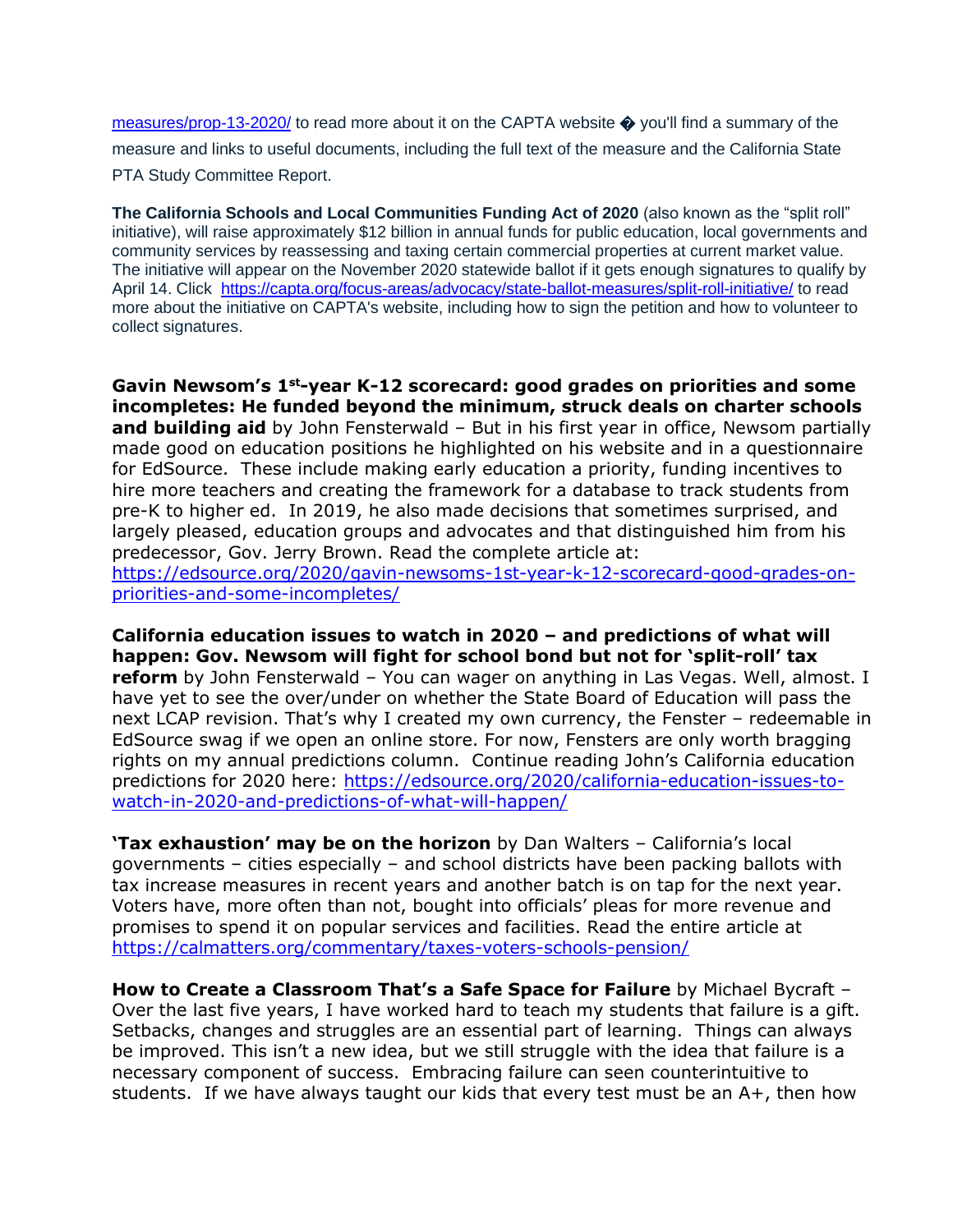measures/prop-13-2020/ to read more about it on the CAPTA website � you'll find a summary of the measure and links to useful documents, including the full text of the measure and the California State PTA Study Committee Report.

**The California Schools and Local Communities Funding Act of 2020** (also known as the "split roll" initiative), will raise approximately $12 billion in annual funds for public education, local governments and community services by reassessing and taxing certain commercial properties at current market value. The initiative will appear on the November 2020 statewide ballot if it gets enough signatures to qualify by April 14. Click https://capta.org/focus-areas/advocacy/state-ballot-measures/split-roll-initiative/ to read more about the initiative on CAPTA's website, including how to sign the petition and how to volunteer to collect signatures.

**Gavin Newsom's 1st-year K-12 scorecard: good grades on priorities and some incompletes: He funded beyond the minimum, struck deals on charter schools and building aid** by John Fensterwald – But in his first year in office, Newsom partially made good on education positions he highlighted on his website and in a questionnaire for EdSource. These include making early education a priority, funding incentives to hire more teachers and creating the framework for a database to track students from pre-K to higher ed. In 2019, he also made decisions that sometimes surprised, and largely pleased, education groups and advocates and that distinguished him from his predecessor, Gov. Jerry Brown. Read the complete article at: https://edsource.org/2020/gavin-newsoms-1st-year-k-12-scorecard-good-grades-on-priorities-and-some-incompletes/

**California education issues to watch in 2020 – and predictions of what will happen: Gov. Newsom will fight for school bond but not for 'split-roll' tax reform** by John Fensterwald – You can wager on anything in Las Vegas. Well, almost. I have yet to see the over/under on whether the State Board of Education will pass the next LCAP revision. That's why I created my own currency, the Fenster – redeemable in EdSource swag if we open an online store. For now, Fensters are only worth bragging rights on my annual predictions column. Continue reading John's California education predictions for 2020 here: https://edsource.org/2020/california-education-issues-to-watch-in-2020-and-predictions-of-what-will-happen/

**'Tax exhaustion' may be on the horizon** by Dan Walters – California's local governments – cities especially – and school districts have been packing ballots with tax increase measures in recent years and another batch is on tap for the next year. Voters have, more often than not, bought into officials' pleas for more revenue and promises to spend it on popular services and facilities. Read the entire article at https://calmatters.org/commentary/taxes-voters-schools-pension/

**How to Create a Classroom That's a Safe Space for Failure** by Michael Bycraft – Over the last five years, I have worked hard to teach my students that failure is a gift. Setbacks, changes and struggles are an essential part of learning. Things can always be improved. This isn't a new idea, but we still struggle with the idea that failure is a necessary component of success. Embracing failure can seen counterintuitive to students. If we have always taught our kids that every test must be an A+, then how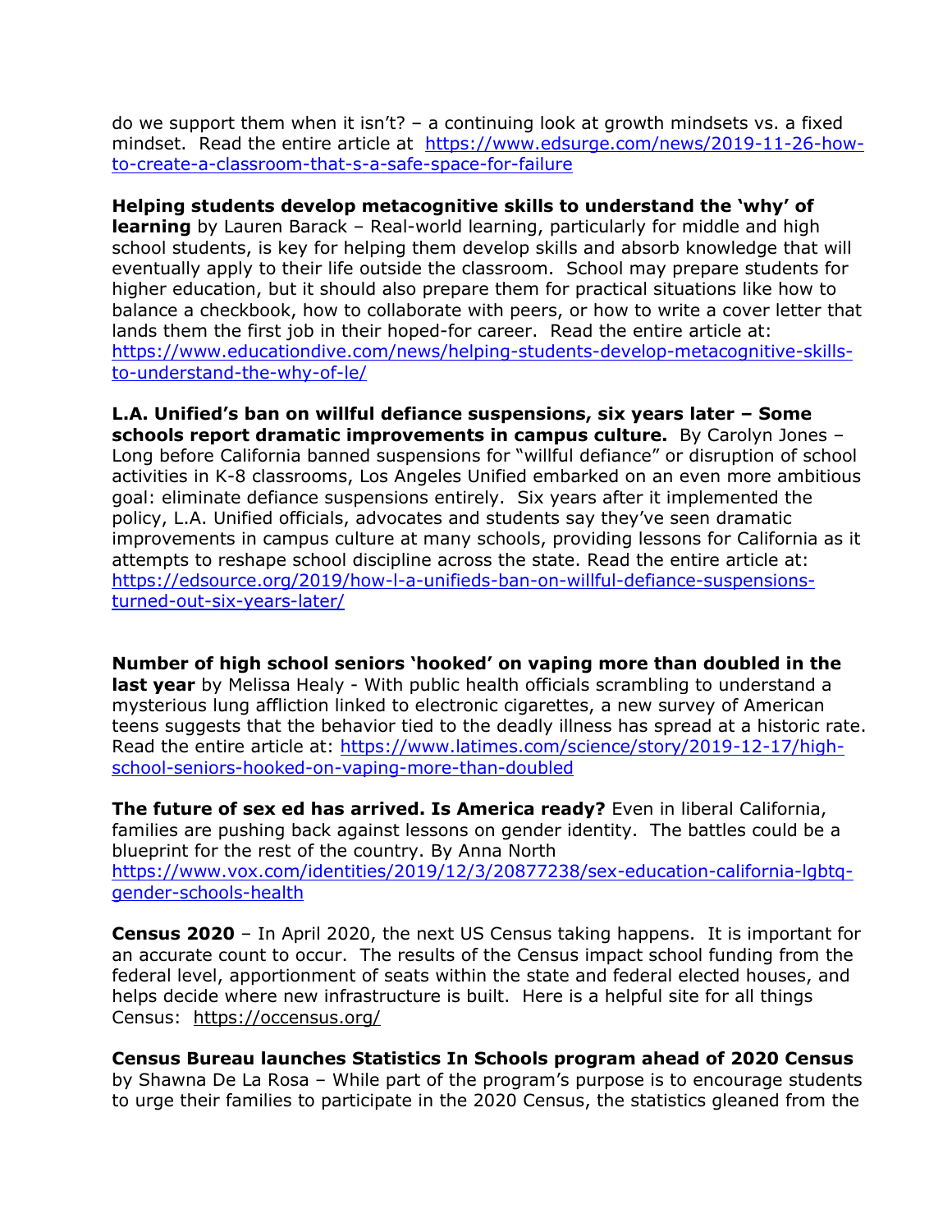do we support them when it isn't? – a continuing look at growth mindsets vs. a fixed mindset. Read the entire article at https://www.edsurge.com/news/2019-11-26-how-to-create-a-classroom-that-s-a-safe-space-for-failure

**Helping students develop metacognitive skills to understand the 'why' of learning** by Lauren Barack – Real-world learning, particularly for middle and high school students, is key for helping them develop skills and absorb knowledge that will eventually apply to their life outside the classroom. School may prepare students for higher education, but it should also prepare them for practical situations like how to balance a checkbook, how to collaborate with peers, or how to write a cover letter that lands them the first job in their hoped-for career. Read the entire article at: https://www.educationdive.com/news/helping-students-develop-metacognitive-skills-to-understand-the-why-of-le/

**L.A. Unified's ban on willful defiance suspensions, six years later – Some schools report dramatic improvements in campus culture.** By Carolyn Jones – Long before California banned suspensions for "willful defiance" or disruption of school activities in K-8 classrooms, Los Angeles Unified embarked on an even more ambitious goal: eliminate defiance suspensions entirely. Six years after it implemented the policy, L.A. Unified officials, advocates and students say they've seen dramatic improvements in campus culture at many schools, providing lessons for California as it attempts to reshape school discipline across the state. Read the entire article at: https://edsource.org/2019/how-l-a-unifieds-ban-on-willful-defiance-suspensions-turned-out-six-years-later/

**Number of high school seniors 'hooked' on vaping more than doubled in the last year** by Melissa Healy - With public health officials scrambling to understand a mysterious lung affliction linked to electronic cigarettes, a new survey of American teens suggests that the behavior tied to the deadly illness has spread at a historic rate. Read the entire article at: https://www.latimes.com/science/story/2019-12-17/high-school-seniors-hooked-on-vaping-more-than-doubled

**The future of sex ed has arrived. Is America ready?** Even in liberal California, families are pushing back against lessons on gender identity. The battles could be a blueprint for the rest of the country. By Anna North https://www.vox.com/identities/2019/12/3/20877238/sex-education-california-lgbtq-gender-schools-health

**Census 2020** – In April 2020, the next US Census taking happens. It is important for an accurate count to occur. The results of the Census impact school funding from the federal level, apportionment of seats within the state and federal elected houses, and helps decide where new infrastructure is built. Here is a helpful site for all things Census: https://occensus.org/

**Census Bureau launches Statistics In Schools program ahead of 2020 Census** by Shawna De La Rosa – While part of the program's purpose is to encourage students to urge their families to participate in the 2020 Census, the statistics gleaned from the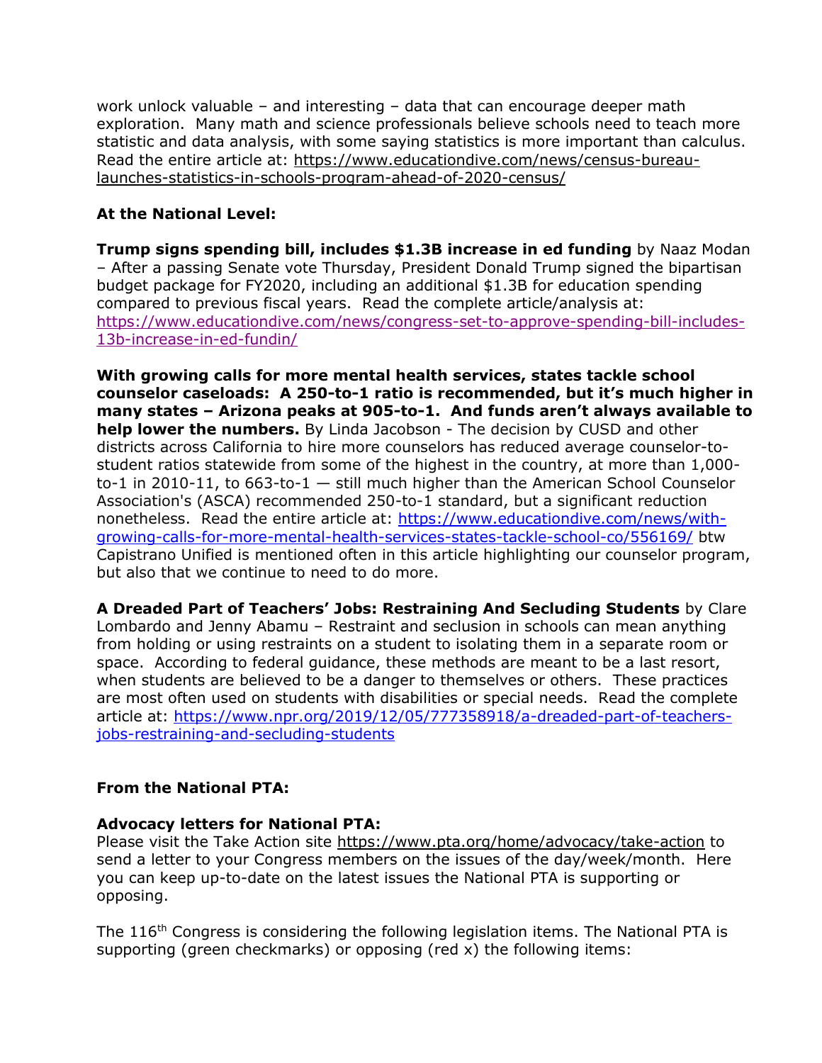work unlock valuable – and interesting – data that can encourage deeper math exploration. Many math and science professionals believe schools need to teach more statistic and data analysis, with some saying statistics is more important than calculus. Read the entire article at: https://www.educationdive.com/news/census-bureau-launches-statistics-in-schools-program-ahead-of-2020-census/

**At the National Level:**

**Trump signs spending bill, includes $1.3B increase in ed funding** by Naaz Modan – After a passing Senate vote Thursday, President Donald Trump signed the bipartisan budget package for FY2020, including an additional $1.3B for education spending compared to previous fiscal years. Read the complete article/analysis at: https://www.educationdive.com/news/congress-set-to-approve-spending-bill-includes-13b-increase-in-ed-fundin/

**With growing calls for more mental health services, states tackle school counselor caseloads: A 250-to-1 ratio is recommended, but it's much higher in many states – Arizona peaks at 905-to-1. And funds aren't always available to help lower the numbers.** By Linda Jacobson - The decision by CUSD and other districts across California to hire more counselors has reduced average counselor-to-student ratios statewide from some of the highest in the country, at more than 1,000-to-1 in 2010-11, to 663-to-1 — still much higher than the American School Counselor Association's (ASCA) recommended 250-to-1 standard, but a significant reduction nonetheless. Read the entire article at: https://www.educationdive.com/news/with-growing-calls-for-more-mental-health-services-states-tackle-school-co/556169/ btw Capistrano Unified is mentioned often in this article highlighting our counselor program, but also that we continue to need to do more.

**A Dreaded Part of Teachers' Jobs: Restraining And Secluding Students** by Clare Lombardo and Jenny Abamu – Restraint and seclusion in schools can mean anything from holding or using restraints on a student to isolating them in a separate room or space. According to federal guidance, these methods are meant to be a last resort, when students are believed to be a danger to themselves or others. These practices are most often used on students with disabilities or special needs. Read the complete article at: https://www.npr.org/2019/12/05/777358918/a-dreaded-part-of-teachers-jobs-restraining-and-secluding-students

**From the National PTA:**

**Advocacy letters for National PTA:**
Please visit the Take Action site https://www.pta.org/home/advocacy/take-action to send a letter to your Congress members on the issues of the day/week/month. Here you can keep up-to-date on the latest issues the National PTA is supporting or opposing.

The 116th Congress is considering the following legislation items. The National PTA is supporting (green checkmarks) or opposing (red x) the following items: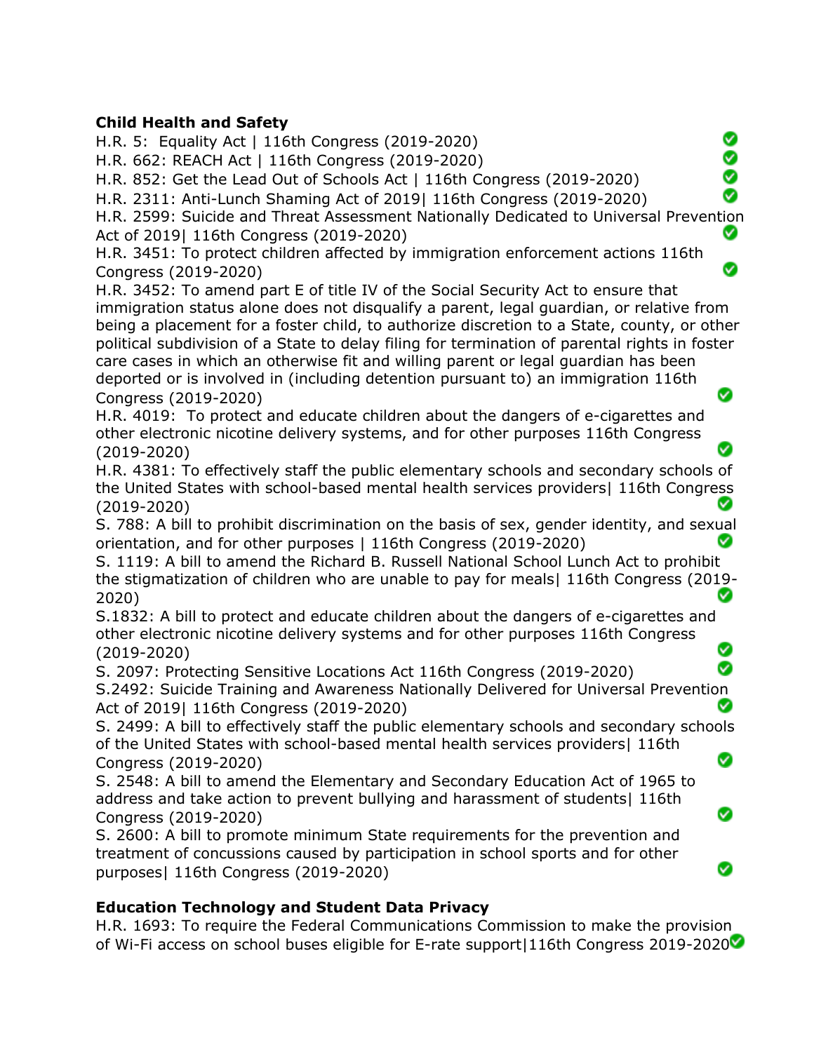**Child Health and Safety**

H.R. 5: Equality Act | 116th Congress (2019-2020) ✅
H.R. 662: REACH Act | 116th Congress (2019-2020) ✅
H.R. 852: Get the Lead Out of Schools Act | 116th Congress (2019-2020) ✅
H.R. 2311: Anti-Lunch Shaming Act of 2019| 116th Congress (2019-2020) ✅
H.R. 2599: Suicide and Threat Assessment Nationally Dedicated to Universal Prevention Act of 2019| 116th Congress (2019-2020) ✅
H.R. 3451: To protect children affected by immigration enforcement actions 116th Congress (2019-2020) ✅
H.R. 3452: To amend part E of title IV of the Social Security Act to ensure that immigration status alone does not disqualify a parent, legal guardian, or relative from being a placement for a foster child, to authorize discretion to a State, county, or other political subdivision of a State to delay filing for termination of parental rights in foster care cases in which an otherwise fit and willing parent or legal guardian has been deported or is involved in (including detention pursuant to) an immigration 116th Congress (2019-2020) ✅
H.R. 4019: To protect and educate children about the dangers of e-cigarettes and other electronic nicotine delivery systems, and for other purposes 116th Congress (2019-2020) ✅
H.R. 4381: To effectively staff the public elementary schools and secondary schools of the United States with school-based mental health services providers| 116th Congress (2019-2020) ✅
S. 788: A bill to prohibit discrimination on the basis of sex, gender identity, and sexual orientation, and for other purposes | 116th Congress (2019-2020) ✅
S. 1119: A bill to amend the Richard B. Russell National School Lunch Act to prohibit the stigmatization of children who are unable to pay for meals| 116th Congress (2019-2020) ✅
S.1832: A bill to protect and educate children about the dangers of e-cigarettes and other electronic nicotine delivery systems and for other purposes 116th Congress (2019-2020) ✅
S. 2097: Protecting Sensitive Locations Act 116th Congress (2019-2020) ✅
S.2492: Suicide Training and Awareness Nationally Delivered for Universal Prevention Act of 2019| 116th Congress (2019-2020) ✅
S. 2499: A bill to effectively staff the public elementary schools and secondary schools of the United States with school-based mental health services providers| 116th Congress (2019-2020) ✅
S. 2548: A bill to amend the Elementary and Secondary Education Act of 1965 to address and take action to prevent bullying and harassment of students| 116th Congress (2019-2020) ✅
S. 2600: A bill to promote minimum State requirements for the prevention and treatment of concussions caused by participation in school sports and for other purposes| 116th Congress (2019-2020) ✅

**Education Technology and Student Data Privacy**

H.R. 1693: To require the Federal Communications Commission to make the provision of Wi-Fi access on school buses eligible for E-rate support|116th Congress 2019-2020 ✅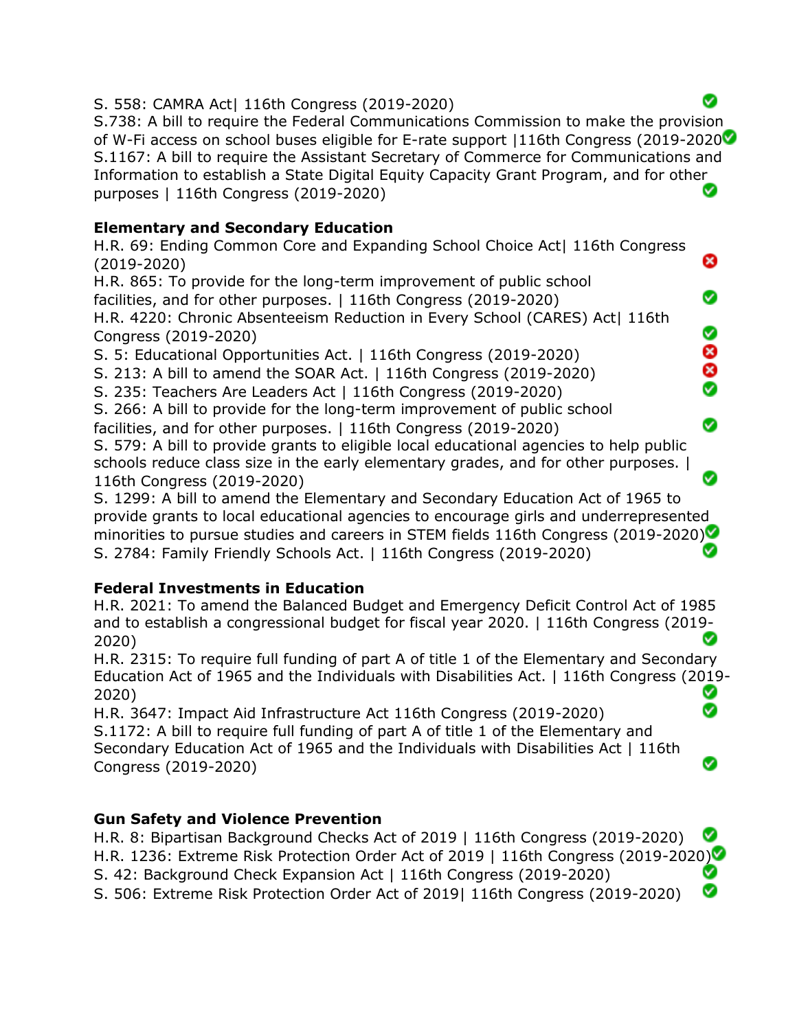S. 558: CAMRA Act| 116th Congress (2019-2020) ✅

S.738: A bill to require the Federal Communications Commission to make the provision of W-Fi access on school buses eligible for E-rate support |116th Congress (2019-2020 ✅

S.1167: A bill to require the Assistant Secretary of Commerce for Communications and Information to establish a State Digital Equity Capacity Grant Program, and for other purposes | 116th Congress (2019-2020) ✅

**Elementary and Secondary Education**

H.R. 69: Ending Common Core and Expanding School Choice Act| 116th Congress (2019-2020) ❌

H.R. 865: To provide for the long-term improvement of public school facilities, and for other purposes. | 116th Congress (2019-2020) ✅

H.R. 4220: Chronic Absenteeism Reduction in Every School (CARES) Act| 116th Congress (2019-2020) ✅

S. 5: Educational Opportunities Act. | 116th Congress (2019-2020) ❌

S. 213: A bill to amend the SOAR Act. | 116th Congress (2019-2020) ❌

S. 235: Teachers Are Leaders Act | 116th Congress (2019-2020) ✅

S. 266: A bill to provide for the long-term improvement of public school facilities, and for other purposes. | 116th Congress (2019-2020) ✅

S. 579: A bill to provide grants to eligible local educational agencies to help public schools reduce class size in the early elementary grades, and for other purposes. | 116th Congress (2019-2020) ✅

S. 1299: A bill to amend the Elementary and Secondary Education Act of 1965 to provide grants to local educational agencies to encourage girls and underrepresented minorities to pursue studies and careers in STEM fields 116th Congress (2019-2020) ✅

S. 2784: Family Friendly Schools Act. | 116th Congress (2019-2020) ✅

**Federal Investments in Education**

H.R. 2021: To amend the Balanced Budget and Emergency Deficit Control Act of 1985 and to establish a congressional budget for fiscal year 2020. | 116th Congress (2019-2020) ✅

H.R. 2315: To require full funding of part A of title 1 of the Elementary and Secondary Education Act of 1965 and the Individuals with Disabilities Act. | 116th Congress (2019-2020) ✅

H.R. 3647: Impact Aid Infrastructure Act 116th Congress (2019-2020) ✅

S.1172: A bill to require full funding of part A of title 1 of the Elementary and Secondary Education Act of 1965 and the Individuals with Disabilities Act | 116th Congress (2019-2020) ✅

**Gun Safety and Violence Prevention**

H.R. 8: Bipartisan Background Checks Act of 2019 | 116th Congress (2019-2020) ✅

H.R. 1236: Extreme Risk Protection Order Act of 2019 | 116th Congress (2019-2020) ✅

S. 42: Background Check Expansion Act | 116th Congress (2019-2020) ✅

S. 506: Extreme Risk Protection Order Act of 2019| 116th Congress (2019-2020) ✅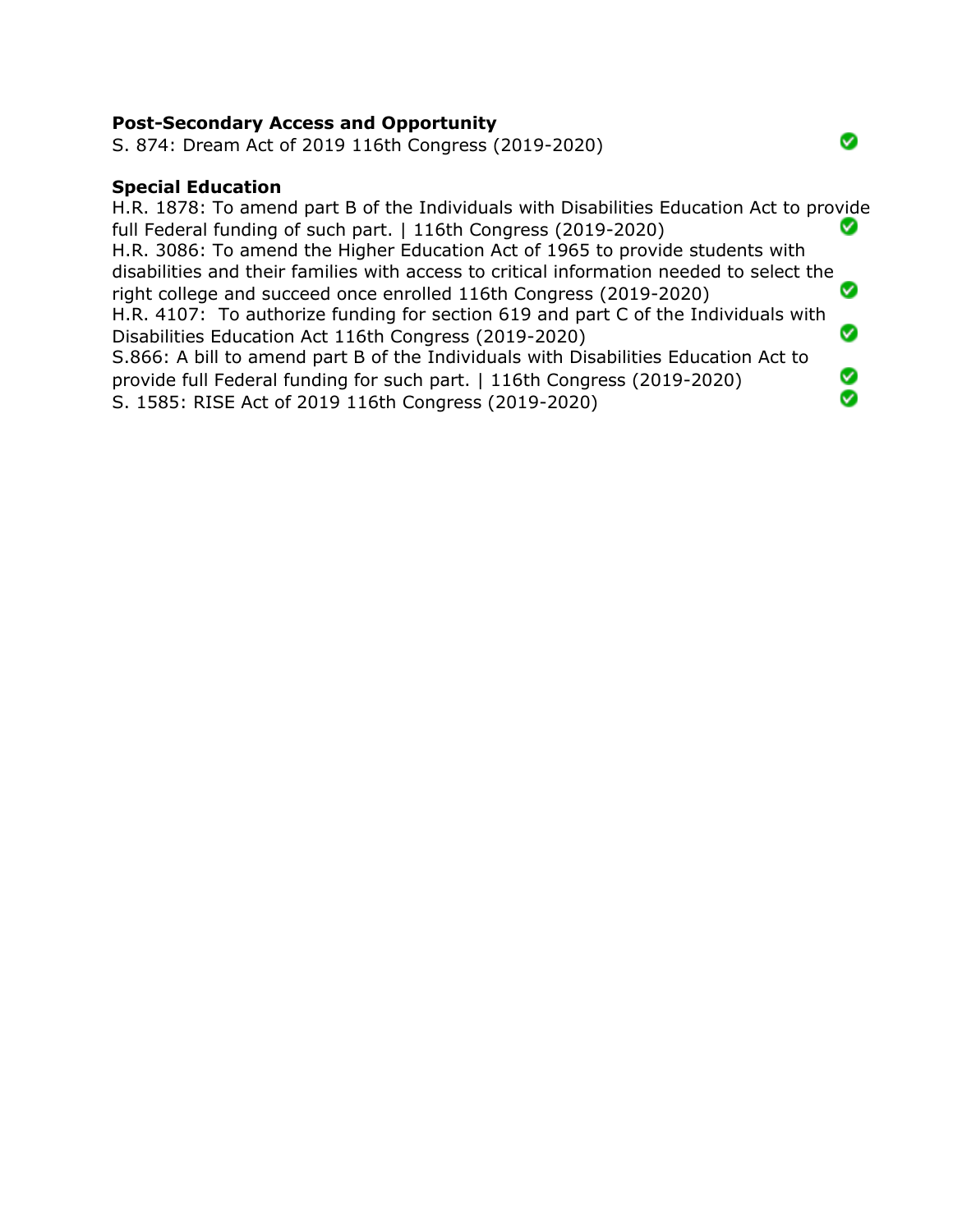**Post-Secondary Access and Opportunity**

S. 874: Dream Act of 2019 116th Congress (2019-2020) ✔

**Special Education**

H.R. 1878: To amend part B of the Individuals with Disabilities Education Act to provide full Federal funding of such part. | 116th Congress (2019-2020) ✔

H.R. 3086: To amend the Higher Education Act of 1965 to provide students with disabilities and their families with access to critical information needed to select the right college and succeed once enrolled 116th Congress (2019-2020) ✔

H.R. 4107: To authorize funding for section 619 and part C of the Individuals with Disabilities Education Act 116th Congress (2019-2020) ✔

S.866: A bill to amend part B of the Individuals with Disabilities Education Act to provide full Federal funding for such part. | 116th Congress (2019-2020) ✔

S. 1585: RISE Act of 2019 116th Congress (2019-2020) ✔